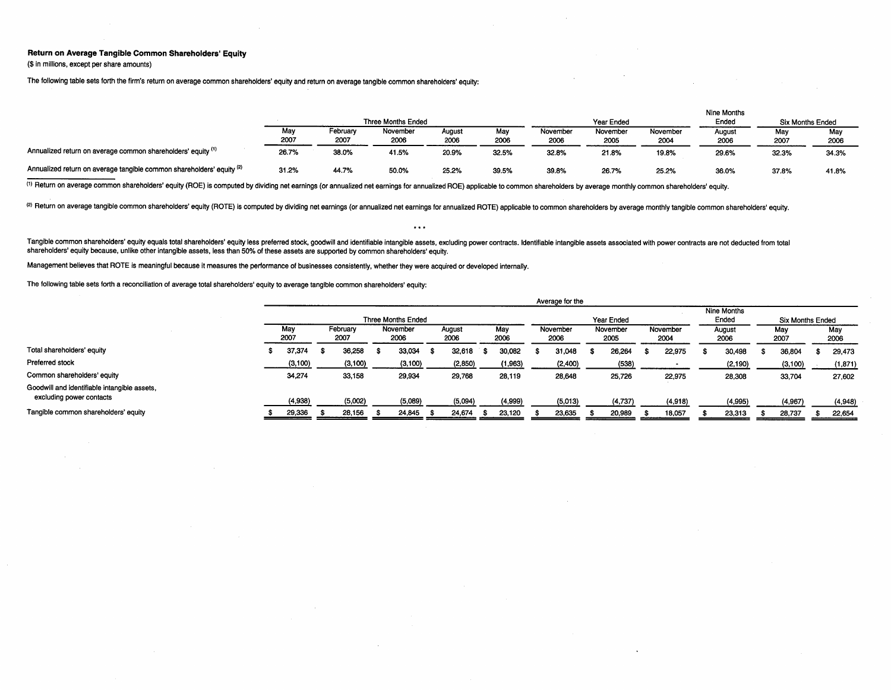**Return on Average Tangible Common Shareholders' Equity**

($ in millions, except per share amounts)

The following table sets forth the firm's return on average common shareholders' equity and return on average tangible common shareholders' equity:

| | Three Months Ended | | | | | Year Ended | | | Nine Months Ended | Six Months Ended | |
|---|---|---|---|---|---|---|---|---|---|---|---|
| | May 2007 | February 2007 | November 2006 | August 2006 | May 2006 | November 2006 | November 2005 | November 2004 | August 2006 | May 2007 | May 2006 |
| Annualized return on average common shareholders' equity [1] | 26.7% | 38.0% | 41.5% | 20.9% | 32.5% | 32.8% | 21.8% | 19.8% | 29.6% | 32.3% | 34.3% |
| Annualized return on average tangible common shareholders' equity [2] | 31.2% | 44.7% | 50.0% | 25.2% | 39.5% | 39.8% | 26.7% | 25.2% | 36.0% | 37.8% | 41.8% |

[1] Return on average common shareholders' equity (ROE) is computed by dividing net earnings (or annualized net earnings for annualized ROE) applicable to common shareholders by average monthly common shareholders' equity.

[2] Return on average tangible common shareholders' equity (ROTE) is computed by dividing net earnings (or annualized net earnings for annualized ROTE) applicable to common shareholders by average monthly tangible common shareholders' equity.

\* \* \*

Tangible common shareholders' equity equals total shareholders' equity less preferred stock, goodwill and identifiable intangible assets, excluding power contracts. Identifiable intangible assets associated with power contracts are not deducted from total shareholders' equity because, unlike other intangible assets, less than 50% of these assets are supported by common shareholders' equity.

Management believes that ROTE is meaningful because it measures the performance of businesses consistently, whether they were acquired or developed internally.

The following table sets forth a reconciliation of average total shareholders' equity to average tangible common shareholders' equity:

| | Average for the | | | | | | | | | | |
|---|---|---|---|---|---|---|---|---|---|---|---|
| | Three Months Ended | | | | | Year Ended | | | Nine Months Ended | Six Months Ended | |
| | May 2007 | February 2007 | November 2006 | August 2006 | May 2006 | November 2006 | November 2005 | November 2004 | August 2006 | May 2007 | May 2006 |
| Total shareholders' equity | $ 37,374 | $ 36,258 | $ 33,034 | $ 32,618 | $ 30,082 | $ 31,048 | $ 26,264 | $ 22,975 | $ 30,498 | $ 36,804 | $ 29,473 |
| Preferred stock | (3,100) | (3,100) | (3,100) | (2,850) | (1,963) | (2,400) | (538) | - | (2,190) | (3,100) | (1,871) |
| Common shareholders' equity | 34,274 | 33,158 | 29,934 | 29,768 | 28,119 | 28,648 | 25,726 | 22,975 | 28,308 | 33,704 | 27,602 |
| Goodwill and identifiable intangible assets, excluding power contacts | (4,938) | (5,002) | (5,089) | (5,094) | (4,999) | (5,013) | (4,737) | (4,918) | (4,995) | (4,967) | (4,948) |
| Tangible common shareholders' equity | $ 29,336 | $ 28,156 | $ 24,845 | $ 24,674 | $ 23,120 | $ 23,635 | $ 20,989 | $ 18,057 | $ 23,313 | $ 28,737 | $ 22,654 |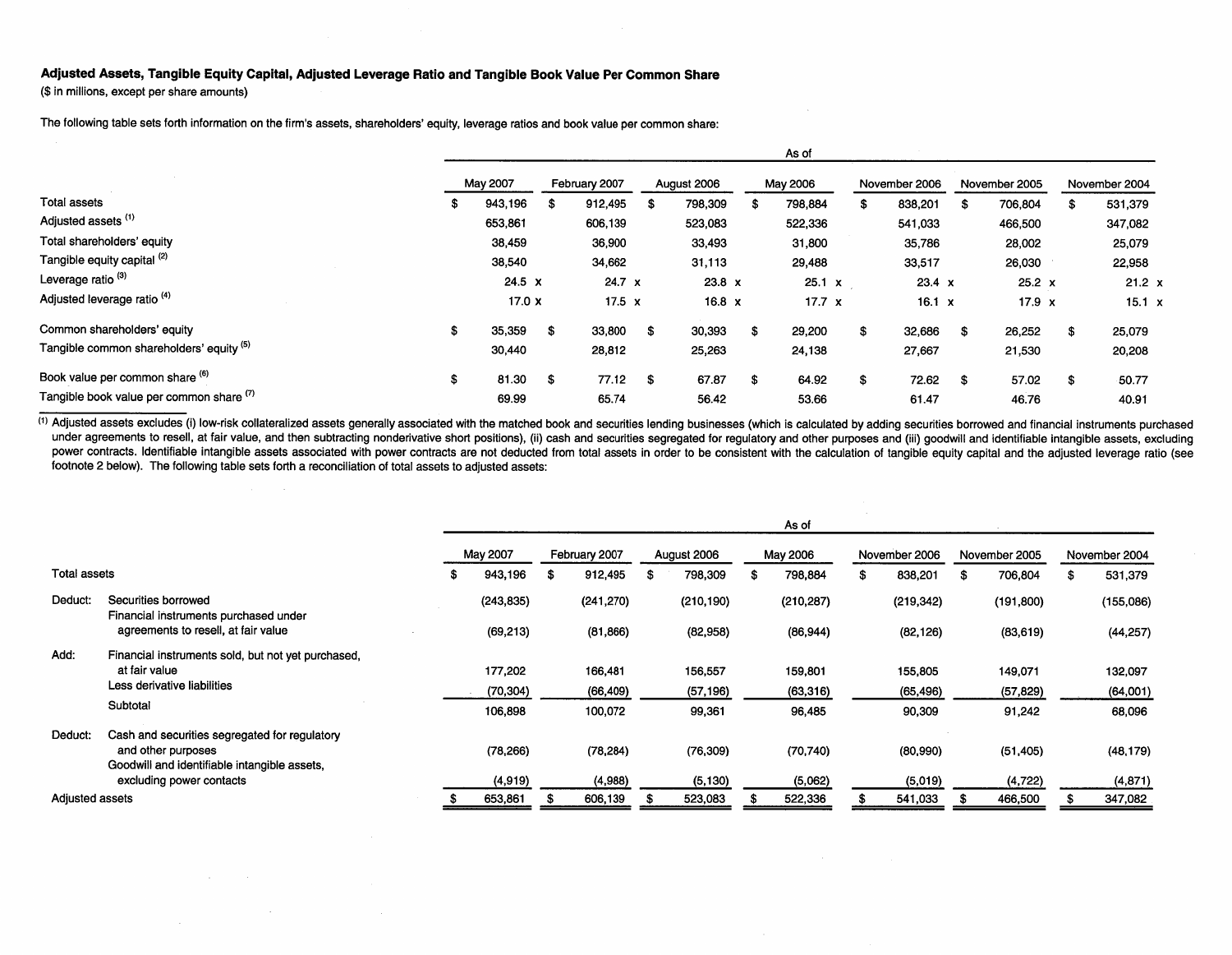**Adjusted Assets, Tangible Equity Capital, Adjusted Leverage Ratio and Tangible Book Value Per Common Share**
($ in millions, except per share amounts)

The following table sets forth information on the firm's assets, shareholders' equity, leverage ratios and book value per common share:

| | As of | | | | | | |
|---|---|---|---|---|---|---|---|
| | May 2007 | February 2007 | August 2006 | May 2006 | November 2006 | November 2005 | November 2004 |
| Total assets | $ 943,196 | $ 912,495 | $ 798,309 | $ 798,884 | $ 838,201 | $ 706,804 | $ 531,379 |
| Adjusted assets [1] | 653,861 | 606,139 | 523,083 | 522,336 | 541,033 | 466,500 | 347,082 |
| Total shareholders' equity | 38,459 | 36,900 | 33,493 | 31,800 | 35,786 | 28,002 | 25,079 |
| Tangible equity capital [2] | 38,540 | 34,662 | 31,113 | 29,488 | 33,517 | 26,030 | 22,958 |
| Leverage ratio [3] | 24.5 x | 24.7 x | 23.8 x | 25.1 x | 23.4 x | 25.2 x | 21.2 x |
| Adjusted leverage ratio [4] | 17.0 x | 17.5 x | 16.8 x | 17.7 x | 16.1 x | 17.9 x | 15.1 x |
| Common shareholders' equity | $ 35,359 | $ 33,800 | $ 30,393 | $ 29,200 | $ 32,686 | $ 26,252 | $ 25,079 |
| Tangible common shareholders' equity [5] | 30,440 | 28,812 | 25,263 | 24,138 | 27,667 | 21,530 | 20,208 |
| Book value per common share [6] | $ 81.30 | $ 77.12 | $ 67.87 | $ 64.92 | $ 72.62 | $ 57.02 | $ 50.77 |
| Tangible book value per common share [7] | 69.99 | 65.74 | 56.42 | 53.66 | 61.47 | 46.76 | 40.91 |

[1] Adjusted assets excludes (i) low-risk collateralized assets generally associated with the matched book and securities lending businesses (which is calculated by adding securities borrowed and financial instruments purchased under agreements to resell, at fair value, and then subtracting nonderivative short positions), (ii) cash and securities segregated for regulatory and other purposes and (iii) goodwill and identifiable intangible assets, excluding power contracts. Identifiable intangible assets associated with power contracts are not deducted from total assets in order to be consistent with the calculation of tangible equity capital and the adjusted leverage ratio (see footnote 2 below). The following table sets forth a reconciliation of total assets to adjusted assets:

| | | As of | | | | | | |
|---|---|---|---|---|---|---|---|---|
| | | May 2007 | February 2007 | August 2006 | May 2006 | November 2006 | November 2005 | November 2004 |
| Total assets | | $ 943,196 | $ 912,495 | $ 798,309 | $ 798,884 | $ 838,201 | $ 706,804 | $ 531,379 |
| Deduct: | Securities borrowed | (243,835) | (241,270) | (210,190) | (210,287) | (219,342) | (191,800) | (155,086) |
| | Financial instruments purchased under agreements to resell, at fair value | (69,213) | (81,866) | (82,958) | (86,944) | (82,126) | (83,619) | (44,257) |
| Add: | Financial instruments sold, but not yet purchased, at fair value | 177,202 | 166,481 | 156,557 | 159,801 | 155,805 | 149,071 | 132,097 |
| | Less derivative liabilities | (70,304) | (66,409) | (57,196) | (63,316) | (65,496) | (57,829) | (64,001) |
| | Subtotal | 106,898 | 100,072 | 99,361 | 96,485 | 90,309 | 91,242 | 68,096 |
| Deduct: | Cash and securities segregated for regulatory and other purposes | (78,266) | (78,284) | (76,309) | (70,740) | (80,990) | (51,405) | (48,179) |
| | Goodwill and identifiable intangible assets, excluding power contacts | (4,919) | (4,988) | (5,130) | (5,062) | (5,019) | (4,722) | (4,871) |
| Adjusted assets | | $ 653,861 | $ 606,139 | $ 523,083 | $ 522,336 | $ 541,033 | $ 466,500 | $ 347,082 |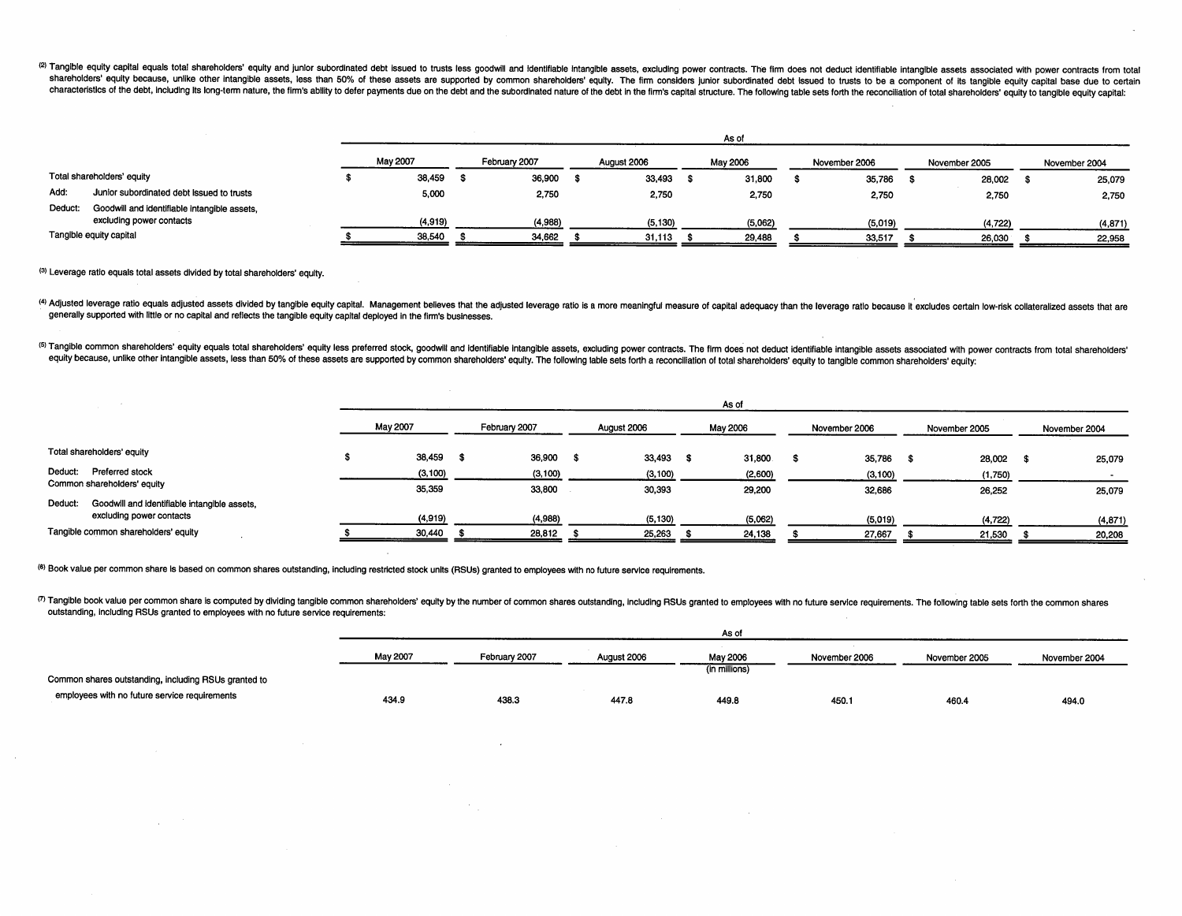(2) Tangible equity capital equals total shareholders' equity and junior subordinated debt issued to trusts less goodwill and identifiable intangible assets, excluding power contracts. The firm does not deduct identifiable intangible assets associated with power contracts from total shareholders' equity because, unlike other intangible assets, less than 50% of these assets are supported by common shareholders' equity. The firm considers junior subordinated debt issued to trusts to be a component of its tangible equity capital base due to certain characteristics of the debt, including its long-term nature, the firm's ability to defer payments due on the debt and the subordinated nature of the debt in the firm's capital structure. The following table sets forth the reconciliation of total shareholders' equity to tangible equity capital:

| | As of | | | | | | |
|---|---|---|---|---|---|---|---|
| | May 2007 | February 2007 | August 2006 | May 2006 | November 2006 | November 2005 | November 2004 |
| Total shareholders' equity | $ 38,459 | $ 36,900 | $ 33,493 | $ 31,800 | $ 35,786 | $ 28,002 | $ 25,079 |
| Add: Junior subordinated debt issued to trusts | 5,000 | 2,750 | 2,750 | 2,750 | 2,750 | 2,750 | 2,750 |
| Deduct: Goodwill and identifiable intangible assets, excluding power contacts | (4,919) | (4,988) | (5,130) | (5,062) | (5,019) | (4,722) | (4,871) |
| Tangible equity capital | $ 38,540 | $ 34,662 | $ 31,113 | $ 29,488 | $ 33,517 | $ 26,030 | $ 22,958 |

(3) Leverage ratio equals total assets divided by total shareholders' equity.

(4) Adjusted leverage ratio equals adjusted assets divided by tangible equity capital. Management believes that the adjusted leverage ratio is a more meaningful measure of capital adequacy than the leverage ratio because it excludes certain low-risk collateralized assets that are generally supported with little or no capital and reflects the tangible equity capital deployed in the firm's businesses.

(5) Tangible common shareholders' equity equals total shareholders' equity less preferred stock, goodwill and identifiable intangible assets, excluding power contracts. The firm does not deduct identifiable intangible assets associated with power contracts from total shareholders' equity because, unlike other intangible assets, less than 50% of these assets are supported by common shareholders' equity. The following table sets forth a reconciliation of total shareholders' equity to tangible common shareholders' equity:

| | As of | | | | | | |
|---|---|---|---|---|---|---|---|
| | May 2007 | February 2007 | August 2006 | May 2006 | November 2006 | November 2005 | November 2004 |
| Total shareholders' equity | $ 38,459 | $ 36,900 | $ 33,493 | $ 31,800 | $ 35,786 | $ 28,002 | $ 25,079 |
| Deduct: Preferred stock | (3,100) | (3,100) | (3,100) | (2,600) | (3,100) | (1,750) | - |
| Common shareholders' equity | 35,359 | 33,800 | 30,393 | 29,200 | 32,686 | 26,252 | 25,079 |
| Deduct: Goodwill and identifiable intangible assets, excluding power contacts | (4,919) | (4,988) | (5,130) | (5,062) | (5,019) | (4,722) | (4,871) |
| Tangible common shareholders' equity | $ 30,440 | $ 28,812 | $ 25,263 | $ 24,138 | $ 27,667 | $ 21,530 | $ 20,208 |

(6) Book value per common share is based on common shares outstanding, including restricted stock units (RSUs) granted to employees with no future service requirements.

(7) Tangible book value per common share is computed by dividing tangible common shareholders' equity by the number of common shares outstanding, including RSUs granted to employees with no future service requirements. The following table sets forth the common shares outstanding, including RSUs granted to employees with no future service requirements:

| | As of | | | | | | |
|---|---|---|---|---|---|---|---|
| | May 2007 | February 2007 | August 2006 | May 2006 | November 2006 | November 2005 | November 2004 |
| | | | | (in millions) | | | |
| Common shares outstanding, including RSUs granted to employees with no future service requirements | 434.9 | 438.3 | 447.8 | 449.8 | 450.1 | 460.4 | 494.0 |